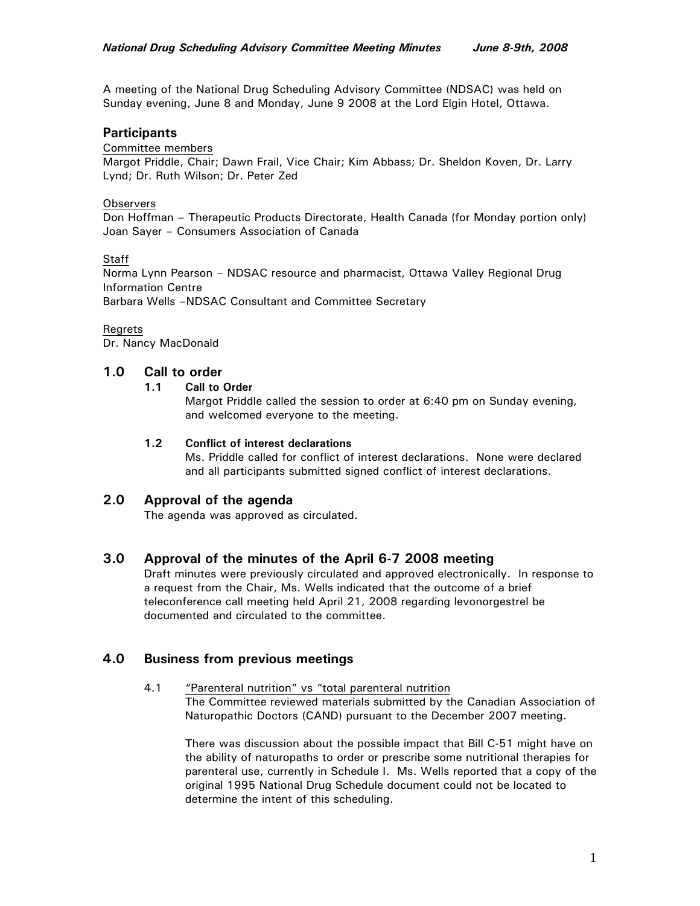A meeting of the National Drug Scheduling Advisory Committee (NDSAC) was held on Sunday evening, June 8 and Monday, June 9 2008 at the Lord Elgin Hotel, Ottawa.

## Participants

Committee members

Margot Priddle, Chair; Dawn Frail, Vice Chair; Kim Abbass; Dr. Sheldon Koven, Dr. Larry Lynd; Dr. Ruth Wilson; Dr. Peter Zed

Observers

Don Hoffman – Therapeutic Products Directorate, Health Canada (for Monday portion only)
Joan Sayer – Consumers Association of Canada

Staff

Norma Lynn Pearson – NDSAC resource and pharmacist, Ottawa Valley Regional Drug Information Centre
Barbara Wells –NDSAC Consultant and Committee Secretary

Regrets

Dr. Nancy MacDonald

## 1.0 Call to order

### 1.1 Call to Order

Margot Priddle called the session to order at 6:40 pm on Sunday evening, and welcomed everyone to the meeting.

### 1.2 Conflict of interest declarations

Ms. Priddle called for conflict of interest declarations. None were declared and all participants submitted signed conflict of interest declarations.

## 2.0 Approval of the agenda

The agenda was approved as circulated.

## 3.0 Approval of the minutes of the April 6-7 2008 meeting

Draft minutes were previously circulated and approved electronically. In response to a request from the Chair, Ms. Wells indicated that the outcome of a brief teleconference call meeting held April 21, 2008 regarding levonorgestrel be documented and circulated to the committee.

## 4.0 Business from previous meetings

4.1 "Parenteral nutrition" vs "total parenteral nutrition"

The Committee reviewed materials submitted by the Canadian Association of Naturopathic Doctors (CAND) pursuant to the December 2007 meeting.

There was discussion about the possible impact that Bill C-51 might have on the ability of naturopaths to order or prescribe some nutritional therapies for parenteral use, currently in Schedule I. Ms. Wells reported that a copy of the original 1995 National Drug Schedule document could not be located to determine the intent of this scheduling.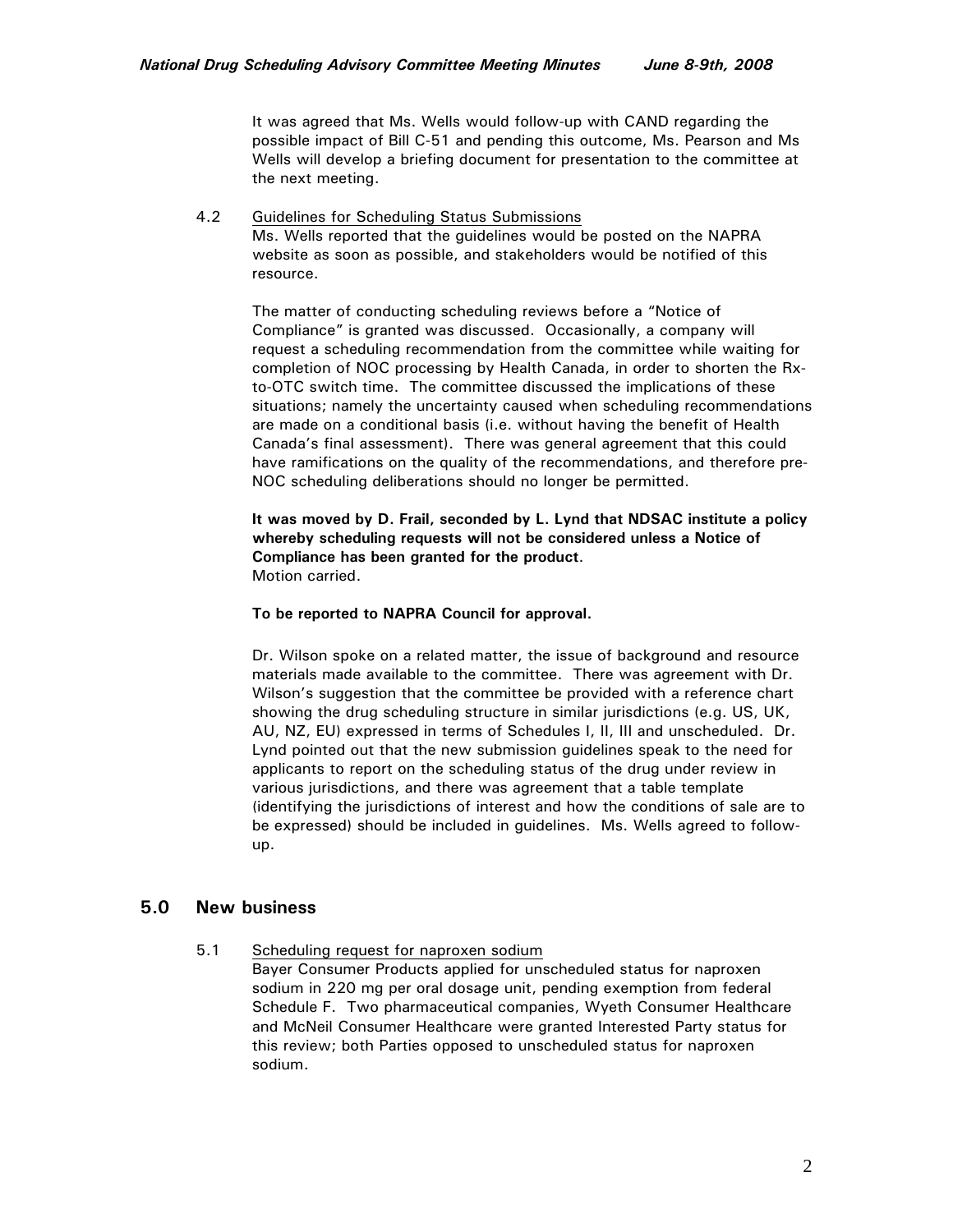It was agreed that Ms. Wells would follow-up with CAND regarding the possible impact of Bill C-51 and pending this outcome, Ms. Pearson and Ms Wells will develop a briefing document for presentation to the committee at the next meeting.

4.2 Guidelines for Scheduling Status Submissions

Ms. Wells reported that the guidelines would be posted on the NAPRA website as soon as possible, and stakeholders would be notified of this resource.

The matter of conducting scheduling reviews before a "Notice of Compliance" is granted was discussed. Occasionally, a company will request a scheduling recommendation from the committee while waiting for completion of NOC processing by Health Canada, in order to shorten the Rx-to-OTC switch time. The committee discussed the implications of these situations; namely the uncertainty caused when scheduling recommendations are made on a conditional basis (i.e. without having the benefit of Health Canada's final assessment). There was general agreement that this could have ramifications on the quality of the recommendations, and therefore pre-NOC scheduling deliberations should no longer be permitted.

**It was moved by D. Frail, seconded by L. Lynd that NDSAC institute a policy whereby scheduling requests will not be considered unless a Notice of Compliance has been granted for the product.**
Motion carried.

**To be reported to NAPRA Council for approval.**

Dr. Wilson spoke on a related matter, the issue of background and resource materials made available to the committee. There was agreement with Dr. Wilson's suggestion that the committee be provided with a reference chart showing the drug scheduling structure in similar jurisdictions (e.g. US, UK, AU, NZ, EU) expressed in terms of Schedules I, II, III and unscheduled. Dr. Lynd pointed out that the new submission guidelines speak to the need for applicants to report on the scheduling status of the drug under review in various jurisdictions, and there was agreement that a table template (identifying the jurisdictions of interest and how the conditions of sale are to be expressed) should be included in guidelines. Ms. Wells agreed to follow-up.

## 5.0 New business

5.1 Scheduling request for naproxen sodium

Bayer Consumer Products applied for unscheduled status for naproxen sodium in 220 mg per oral dosage unit, pending exemption from federal Schedule F. Two pharmaceutical companies, Wyeth Consumer Healthcare and McNeil Consumer Healthcare were granted Interested Party status for this review; both Parties opposed to unscheduled status for naproxen sodium.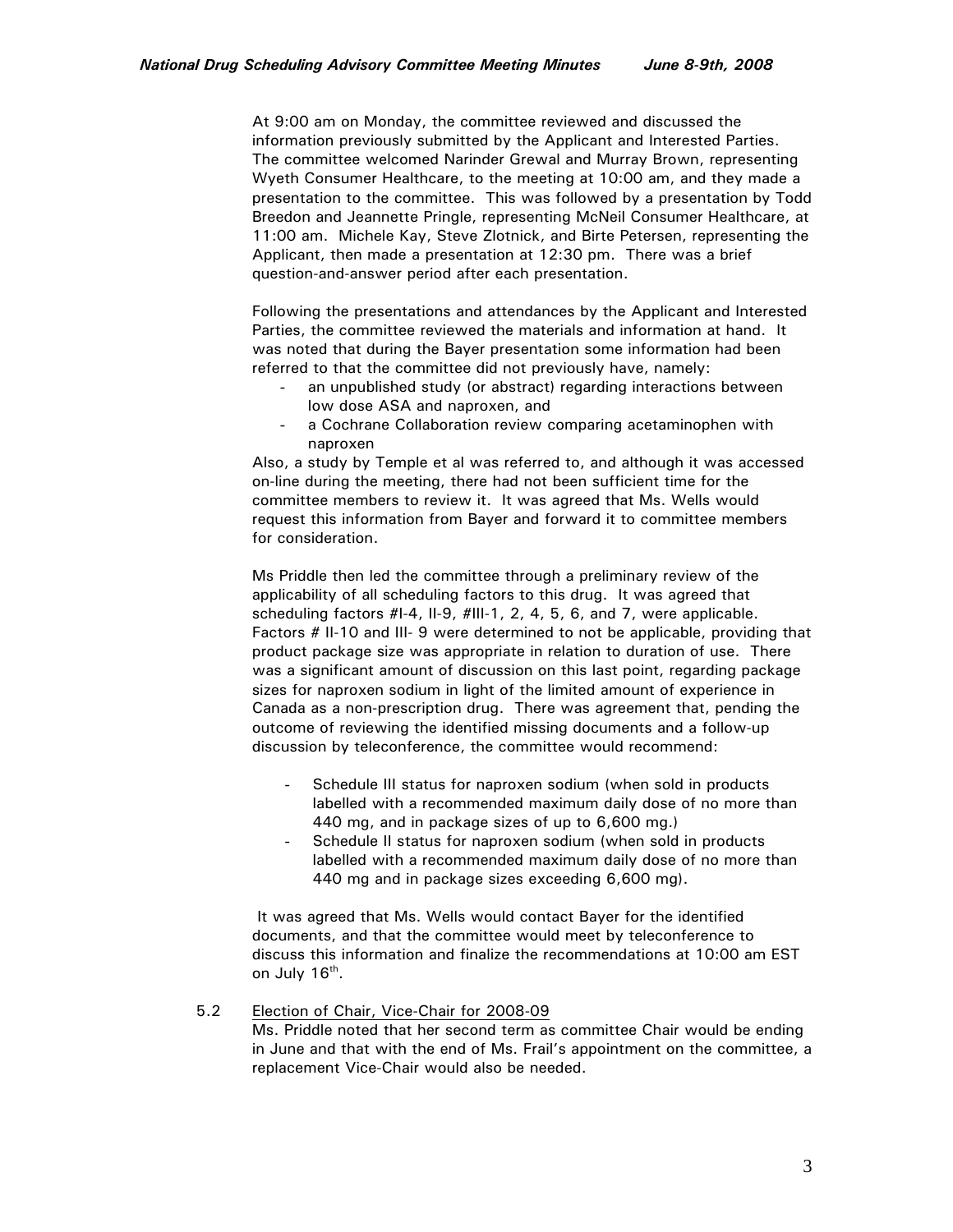At 9:00 am on Monday, the committee reviewed and discussed the information previously submitted by the Applicant and Interested Parties. The committee welcomed Narinder Grewal and Murray Brown, representing Wyeth Consumer Healthcare, to the meeting at 10:00 am, and they made a presentation to the committee. This was followed by a presentation by Todd Breedon and Jeannette Pringle, representing McNeil Consumer Healthcare, at 11:00 am. Michele Kay, Steve Zlotnick, and Birte Petersen, representing the Applicant, then made a presentation at 12:30 pm. There was a brief question-and-answer period after each presentation.

Following the presentations and attendances by the Applicant and Interested Parties, the committee reviewed the materials and information at hand. It was noted that during the Bayer presentation some information had been referred to that the committee did not previously have, namely:

- an unpublished study (or abstract) regarding interactions between low dose ASA and naproxen, and
- a Cochrane Collaboration review comparing acetaminophen with naproxen

Also, a study by Temple et al was referred to, and although it was accessed on-line during the meeting, there had not been sufficient time for the committee members to review it. It was agreed that Ms. Wells would request this information from Bayer and forward it to committee members for consideration.

Ms Priddle then led the committee through a preliminary review of the applicability of all scheduling factors to this drug. It was agreed that scheduling factors #I-4, II-9, #III-1, 2, 4, 5, 6, and 7, were applicable. Factors # II-10 and III- 9 were determined to not be applicable, providing that product package size was appropriate in relation to duration of use. There was a significant amount of discussion on this last point, regarding package sizes for naproxen sodium in light of the limited amount of experience in Canada as a non-prescription drug. There was agreement that, pending the outcome of reviewing the identified missing documents and a follow-up discussion by teleconference, the committee would recommend:

- Schedule III status for naproxen sodium (when sold in products labelled with a recommended maximum daily dose of no more than 440 mg, and in package sizes of up to 6,600 mg.)
- Schedule II status for naproxen sodium (when sold in products labelled with a recommended maximum daily dose of no more than 440 mg and in package sizes exceeding 6,600 mg).

It was agreed that Ms. Wells would contact Bayer for the identified documents, and that the committee would meet by teleconference to discuss this information and finalize the recommendations at 10:00 am EST on July 16th.

5.2 Election of Chair, Vice-Chair for 2008-09

Ms. Priddle noted that her second term as committee Chair would be ending in June and that with the end of Ms. Frail's appointment on the committee, a replacement Vice-Chair would also be needed.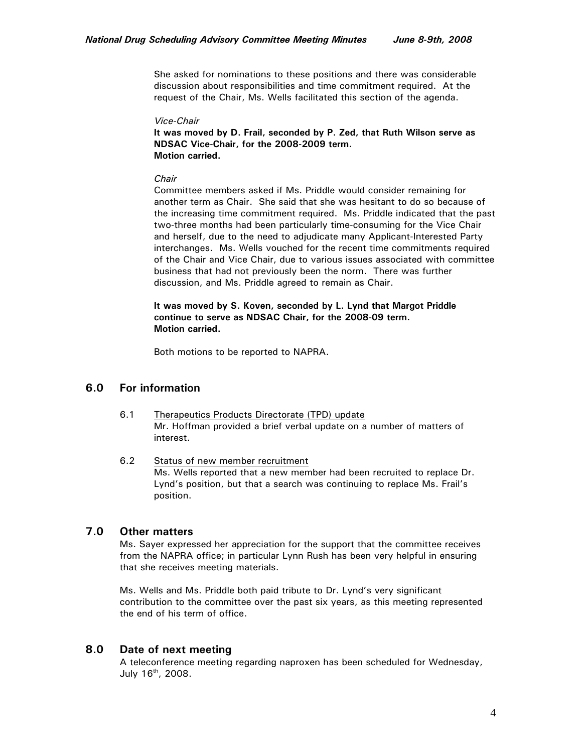She asked for nominations to these positions and there was considerable discussion about responsibilities and time commitment required. At the request of the Chair, Ms. Wells facilitated this section of the agenda.

*Vice-Chair*

**It was moved by D. Frail, seconded by P. Zed, that Ruth Wilson serve as NDSAC Vice-Chair, for the 2008-2009 term.**
**Motion carried.**

*Chair*

Committee members asked if Ms. Priddle would consider remaining for another term as Chair. She said that she was hesitant to do so because of the increasing time commitment required. Ms. Priddle indicated that the past two-three months had been particularly time-consuming for the Vice Chair and herself, due to the need to adjudicate many Applicant-Interested Party interchanges. Ms. Wells vouched for the recent time commitments required of the Chair and Vice Chair, due to various issues associated with committee business that had not previously been the norm. There was further discussion, and Ms. Priddle agreed to remain as Chair.

**It was moved by S. Koven, seconded by L. Lynd that Margot Priddle continue to serve as NDSAC Chair, for the 2008-09 term.**
**Motion carried.**

Both motions to be reported to NAPRA.

## 6.0 For information

6.1 Therapeutics Products Directorate (TPD) update
Mr. Hoffman provided a brief verbal update on a number of matters of interest.

6.2 Status of new member recruitment
Ms. Wells reported that a new member had been recruited to replace Dr. Lynd's position, but that a search was continuing to replace Ms. Frail's position.

## 7.0 Other matters

Ms. Sayer expressed her appreciation for the support that the committee receives from the NAPRA office; in particular Lynn Rush has been very helpful in ensuring that she receives meeting materials.

Ms. Wells and Ms. Priddle both paid tribute to Dr. Lynd's very significant contribution to the committee over the past six years, as this meeting represented the end of his term of office.

## 8.0 Date of next meeting

A teleconference meeting regarding naproxen has been scheduled for Wednesday, July 16th, 2008.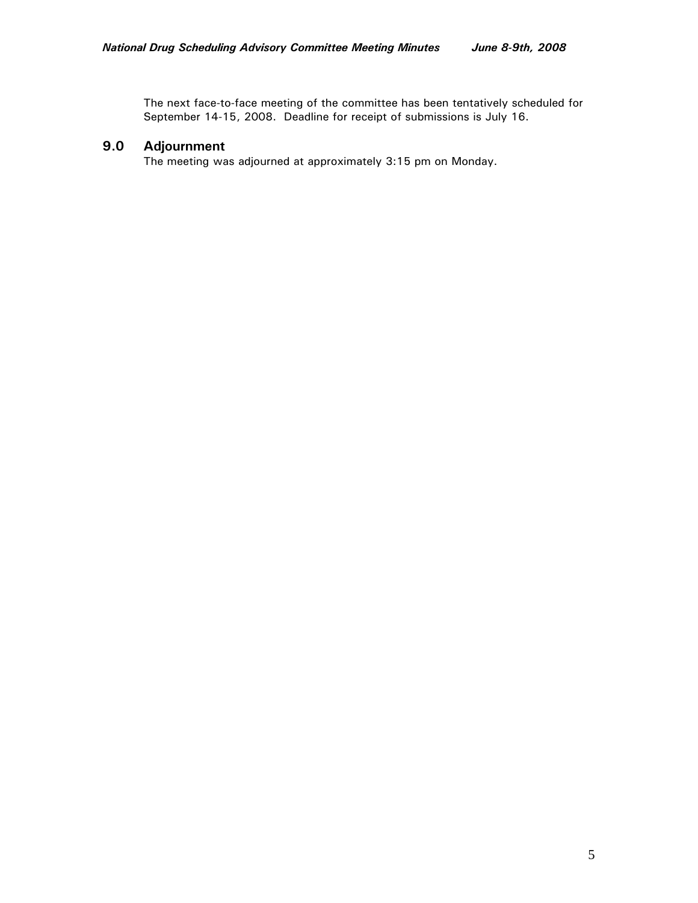The next face-to-face meeting of the committee has been tentatively scheduled for September 14-15, 2008. Deadline for receipt of submissions is July 16.

## 9.0 Adjournment

The meeting was adjourned at approximately 3:15 pm on Monday.